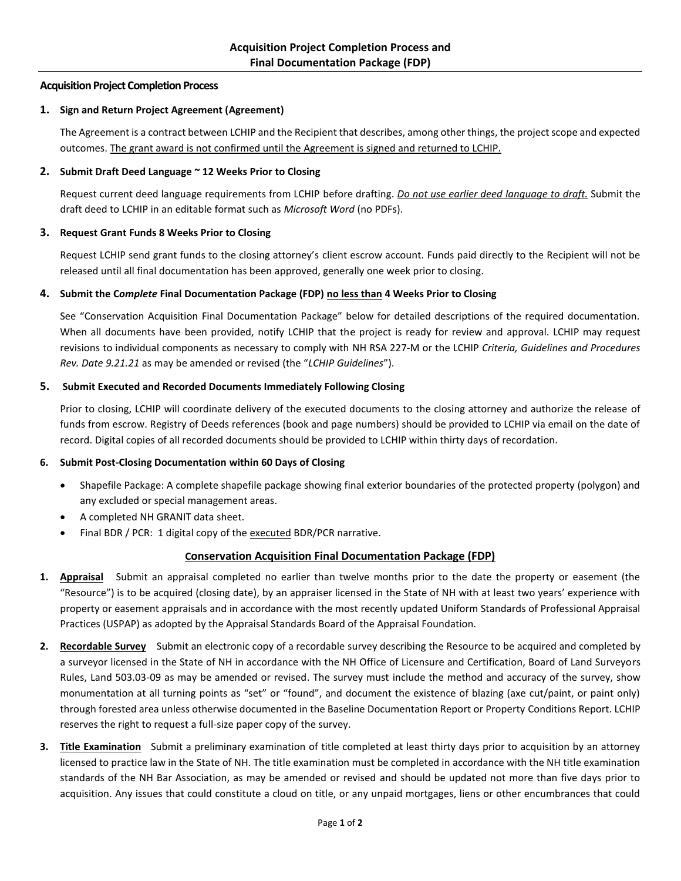# Acquisition Project Completion Process and Final Documentation Package (FDP)

## Acquisition Project Completion Process

### 1. Sign and Return Project Agreement (Agreement)

The Agreement is a contract between LCHIP and the Recipient that describes, among other things, the project scope and expected outcomes. <u>The grant award is not confirmed until the Agreement is signed and returned to LCHIP.</u>

### 2. Submit Draft Deed Language ~ 12 Weeks Prior to Closing

Request current deed language requirements from LCHIP before drafting. *<u>Do not use earlier deed language to draft.</u>* Submit the draft deed to LCHIP in an editable format such as *Microsoft Word* (no PDFs).

### 3. Request Grant Funds 8 Weeks Prior to Closing

Request LCHIP send grant funds to the closing attorney's client escrow account. Funds paid directly to the Recipient will not be released until all final documentation has been approved, generally one week prior to closing.

### 4. Submit the C*omplete* Final Documentation Package (FDP) <u>no less than</u> 4 Weeks Prior to Closing

See "Conservation Acquisition Final Documentation Package" below for detailed descriptions of the required documentation. When all documents have been provided, notify LCHIP that the project is ready for review and approval. LCHIP may request revisions to individual components as necessary to comply with NH RSA 227-M or the LCHIP *Criteria, Guidelines and Procedures Rev. Date 9.21.21* as may be amended or revised (the "*LCHIP Guidelines*").

### 5. Submit Executed and Recorded Documents Immediately Following Closing

Prior to closing, LCHIP will coordinate delivery of the executed documents to the closing attorney and authorize the release of funds from escrow. Registry of Deeds references (book and page numbers) should be provided to LCHIP via email on the date of record. Digital copies of all recorded documents should be provided to LCHIP within thirty days of recordation.

### 6. Submit Post-Closing Documentation within 60 Days of Closing

- Shapefile Package: A complete shapefile package showing final exterior boundaries of the protected property (polygon) and any excluded or special management areas.
- A completed NH GRANIT data sheet.
- Final BDR / PCR: 1 digital copy of the <u>executed</u> BDR/PCR narrative.

## <u>Conservation Acquisition Final Documentation Package (FDP)</u>

1. **<u>Appraisal</u>** Submit an appraisal completed no earlier than twelve months prior to the date the property or easement (the "Resource") is to be acquired (closing date), by an appraiser licensed in the State of NH with at least two years' experience with property or easement appraisals and in accordance with the most recently updated Uniform Standards of Professional Appraisal Practices (USPAP) as adopted by the Appraisal Standards Board of the Appraisal Foundation.

2. **<u>Recordable Survey</u>** Submit an electronic copy of a recordable survey describing the Resource to be acquired and completed by a surveyor licensed in the State of NH in accordance with the NH Office of Licensure and Certification, Board of Land Surveyors Rules, Land 503.03-09 as may be amended or revised. The survey must include the method and accuracy of the survey, show monumentation at all turning points as "set" or "found", and document the existence of blazing (axe cut/paint, or paint only) through forested area unless otherwise documented in the Baseline Documentation Report or Property Conditions Report. LCHIP reserves the right to request a full-size paper copy of the survey.

3. **<u>Title Examination</u>** Submit a preliminary examination of title completed at least thirty days prior to acquisition by an attorney licensed to practice law in the State of NH. The title examination must be completed in accordance with the NH title examination standards of the NH Bar Association, as may be amended or revised and should be updated not more than five days prior to acquisition. Any issues that could constitute a cloud on title, or any unpaid mortgages, liens or other encumbrances that could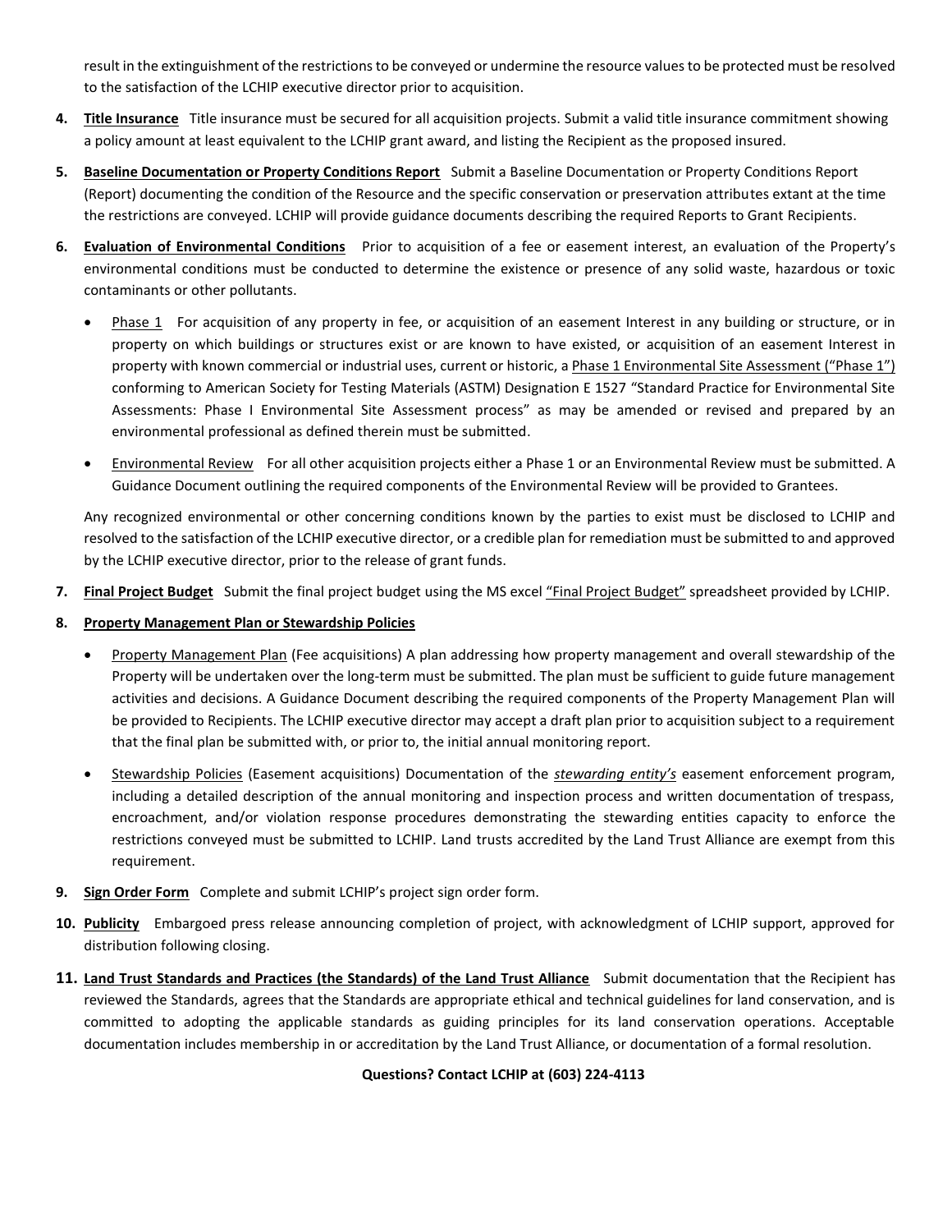result in the extinguishment of the restrictions to be conveyed or undermine the resource values to be protected must be resolved to the satisfaction of the LCHIP executive director prior to acquisition.

4. **Title Insurance** Title insurance must be secured for all acquisition projects. Submit a valid title insurance commitment showing a policy amount at least equivalent to the LCHIP grant award, and listing the Recipient as the proposed insured.

5. **Baseline Documentation or Property Conditions Report** Submit a Baseline Documentation or Property Conditions Report (Report) documenting the condition of the Resource and the specific conservation or preservation attributes extant at the time the restrictions are conveyed. LCHIP will provide guidance documents describing the required Reports to Grant Recipients.

6. **Evaluation of Environmental Conditions** Prior to acquisition of a fee or easement interest, an evaluation of the Property's environmental conditions must be conducted to determine the existence or presence of any solid waste, hazardous or toxic contaminants or other pollutants.

   - Phase 1 For acquisition of any property in fee, or acquisition of an easement Interest in any building or structure, or in property on which buildings or structures exist or are known to have existed, or acquisition of an easement Interest in property with known commercial or industrial uses, current or historic, a Phase 1 Environmental Site Assessment ("Phase 1") conforming to American Society for Testing Materials (ASTM) Designation E 1527 "Standard Practice for Environmental Site Assessments: Phase I Environmental Site Assessment process" as may be amended or revised and prepared by an environmental professional as defined therein must be submitted.

   - Environmental Review For all other acquisition projects either a Phase 1 or an Environmental Review must be submitted. A Guidance Document outlining the required components of the Environmental Review will be provided to Grantees.

   Any recognized environmental or other concerning conditions known by the parties to exist must be disclosed to LCHIP and resolved to the satisfaction of the LCHIP executive director, or a credible plan for remediation must be submitted to and approved by the LCHIP executive director, prior to the release of grant funds.

7. **Final Project Budget** Submit the final project budget using the MS excel "Final Project Budget" spreadsheet provided by LCHIP.

8. **Property Management Plan or Stewardship Policies**

   - Property Management Plan (Fee acquisitions) A plan addressing how property management and overall stewardship of the Property will be undertaken over the long-term must be submitted. The plan must be sufficient to guide future management activities and decisions. A Guidance Document describing the required components of the Property Management Plan will be provided to Recipients. The LCHIP executive director may accept a draft plan prior to acquisition subject to a requirement that the final plan be submitted with, or prior to, the initial annual monitoring report.

   - Stewardship Policies (Easement acquisitions) Documentation of the *stewarding entity's* easement enforcement program, including a detailed description of the annual monitoring and inspection process and written documentation of trespass, encroachment, and/or violation response procedures demonstrating the stewarding entities capacity to enforce the restrictions conveyed must be submitted to LCHIP. Land trusts accredited by the Land Trust Alliance are exempt from this requirement.

9. **Sign Order Form** Complete and submit LCHIP's project sign order form.

10. **Publicity** Embargoed press release announcing completion of project, with acknowledgment of LCHIP support, approved for distribution following closing.

11. **Land Trust Standards and Practices (the Standards) of the Land Trust Alliance** Submit documentation that the Recipient has reviewed the Standards, agrees that the Standards are appropriate ethical and technical guidelines for land conservation, and is committed to adopting the applicable standards as guiding principles for its land conservation operations. Acceptable documentation includes membership in or accreditation by the Land Trust Alliance, or documentation of a formal resolution.

**Questions? Contact LCHIP at (603) 224-4113**